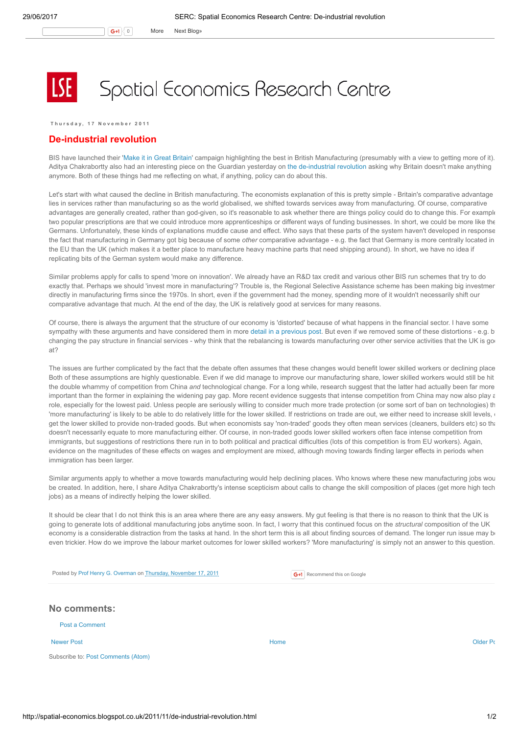# Spatial Economics Research Centre

Thursday, 17 November 2011

## De-industrial revolution

BIS have launched their 'Make it in Great Britain' campaign highlighting the best in British Manufacturing (presumably with a view to getting more of it). Aditya Chakrabortty also had an interesting piece on the Guardian yesterday on the de-industrial revolution asking why Britain doesn't make anything anymore. Both of these things had me reflecting on what, if anything, policy can do about this.

Let's start with what caused the decline in British manufacturing. The economists explanation of this is pretty simple - Britain's comparative advantage lies in services rather than manufacturing so as the world globalised, we shifted towards services away from manufacturing. Of course, comparative advantages are generally created, rather than god-given, so it's reasonable to ask whether there are things policy could do to change this. For example two popular prescriptions are that we could introduce more apprenticeships or different ways of funding businesses. In short, we could be more like the Germans. Unfortunately, these kinds of explanations muddle cause and effect. Who says that these parts of the system haven't developed in response the fact that manufacturing in Germany got big because of some *other* comparative advantage - e.g. the fact that Germany is more centrally located in the EU than the UK (which makes it a better place to manufacture heavy machine parts that need shipping around). In short, we have no idea if replicating bits of the German system would make any difference.

Similar problems apply for calls to spend 'more on innovation'. We already have an R&D tax credit and various other BIS run schemes that try to do exactly that. Perhaps we should 'invest more in manufacturing'? Trouble is, the Regional Selective Assistance scheme has been making big investmen directly in manufacturing firms since the 1970s. In short, even if the government had the money, spending more of it wouldn't necessarily shift our comparative advantage that much. At the end of the day, the UK is relatively good at services for many reasons.

Of course, there is always the argument that the structure of our economy is 'distorted' because of what happens in the financial sector. I have some sympathy with these arguments and have considered them in more detail in a previous post. But even if we removed some of these distortions - e.g. b changing the pay structure in financial services - why think that the rebalancing is towards manufacturing over other service activities that the UK is go at?

The issues are further complicated by the fact that the debate often assumes that these changes would benefit lower skilled workers or declining place Both of these assumptions are highly questionable. Even if we did manage to improve our manufacturing share, lower skilled workers would still be hit the double whammy of competition from China *and* technological change. For a long while, research suggest that the latter had actually been far more important than the former in explaining the widening pay gap. More recent evidence suggests that intense competition from China may now also play a role, especially for the lowest paid. Unless people are seriously willing to consider much more trade protection (or some sort of ban on technologies) th 'more manufacturing' is likely to be able to do relatively little for the lower skilled. If restrictions on trade are out, we either need to increase skill levels, get the lower skilled to provide non-traded goods. But when economists say 'non-traded' goods they often mean services (cleaners, builders etc) so tha doesn't necessarily equate to more manufacturing either. Of course, in non-traded goods lower skilled workers often face intense competition from immigrants, but suggestions of restrictions there run in to both political and practical difficulties (lots of this competition is from EU workers). Again, evidence on the magnitudes of these effects on wages and employment are mixed, although moving towards finding larger effects in periods when immigration has been larger.

Similar arguments apply to whether a move towards manufacturing would help declining places. Who knows where these new manufacturing jobs wou be created. In addition, here, I share Aditya Chakrabortty's intense scepticism about calls to change the skill composition of places (get more high tech jobs) as a means of indirectly helping the lower skilled.

It should be clear that I do not think this is an area where there are any easy answers. My gut feeling is that there is no reason to think that the UK is going to generate lots of additional manufacturing jobs anytime soon. In fact, I worry that this continued focus on the *structural* composition of the UK economy is a considerable distraction from the tasks at hand. In the short term this is all about finding sources of demand. The longer run issue may b even trickier. How do we improve the labour market outcomes for lower skilled workers? 'More manufacturing' is simply not an answer to this question.

Posted by Prof Henry G. Overman on Thursday, November 17, 2011

Recommend this on Google

### No comments:

Post a Comment

Newer Post | Home | Older Po

Subscribe to: Post Comments (Atom)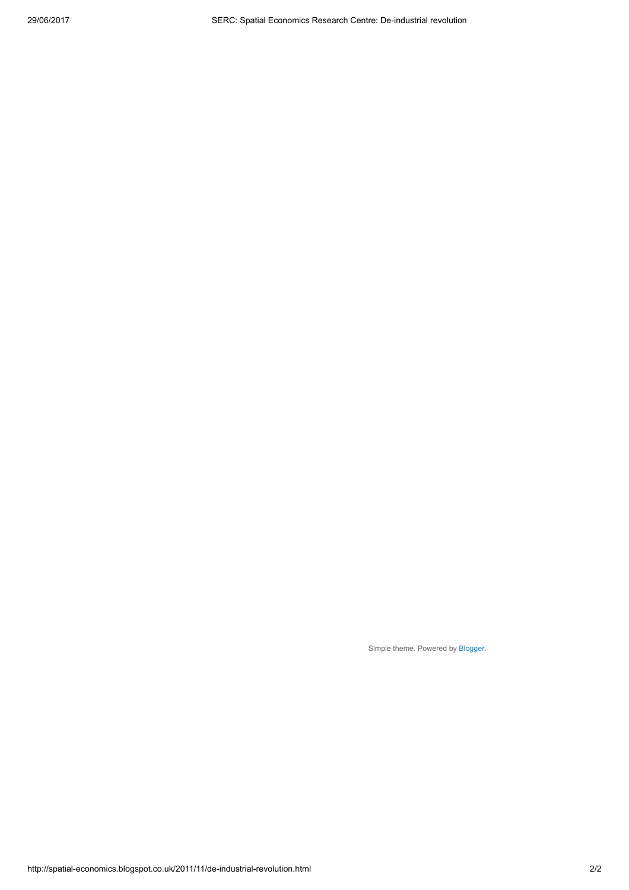Simple theme. Powered by Blogger.